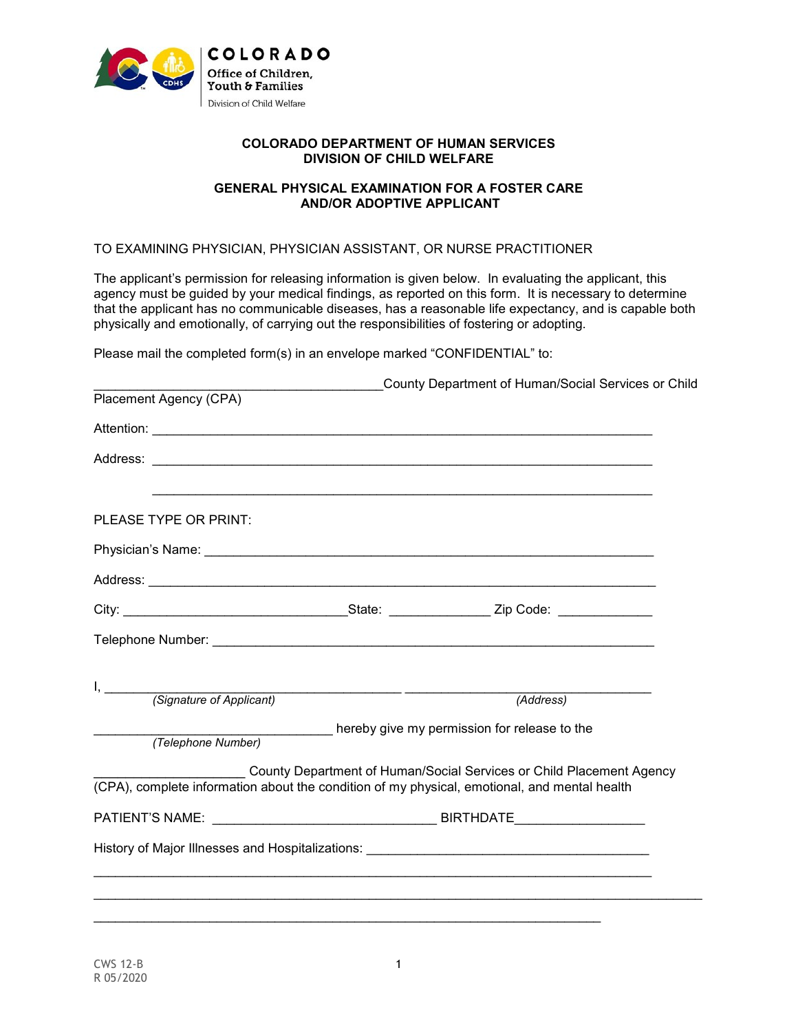COLORADO
Office of Children, Youth & Families
Division of Child Welfare

**COLORADO DEPARTMENT OF HUMAN SERVICES**
**DIVISION OF CHILD WELFARE**

**GENERAL PHYSICAL EXAMINATION FOR A FOSTER CARE AND/OR ADOPTIVE APPLICANT**

TO EXAMINING PHYSICIAN, PHYSICIAN ASSISTANT, OR NURSE PRACTITIONER

The applicant's permission for releasing information is given below. In evaluating the applicant, this agency must be guided by your medical findings, as reported on this form. It is necessary to determine that the applicant has no communicable diseases, has a reasonable life expectancy, and is capable both physically and emotionally, of carrying out the responsibilities of fostering or adopting.

Please mail the completed form(s) in an envelope marked "CONFIDENTIAL" to:

________________________________________ County Department of Human/Social Services or Child Placement Agency (CPA)

Attention: ______________________________________________________________________

Address: ______________________________________________________________________

______________________________________________________________________

PLEASE TYPE OR PRINT:

Physician's Name: ______________________________________________________________

Address: ______________________________________________________________________

City: ______________________________ State: _____________ Zip Code: _____________

Telephone Number: ______________________________________________________________

I, ________________________________________ ________________________________
*(Signature of Applicant)* *(Address)*

________________________________ hereby give my permission for release to the
*(Telephone Number)*

____________________ County Department of Human/Social Services or Child Placement Agency (CPA), complete information about the condition of my physical, emotional, and mental health

PATIENT'S NAME: ______________________________ BIRTHDATE_________________

History of Major Illnesses and Hospitalizations: ______________________________________

______________________________________________________________________________

______________________________________________________________________________

______________________________________________________________________

CWS 12-B
R 05/2020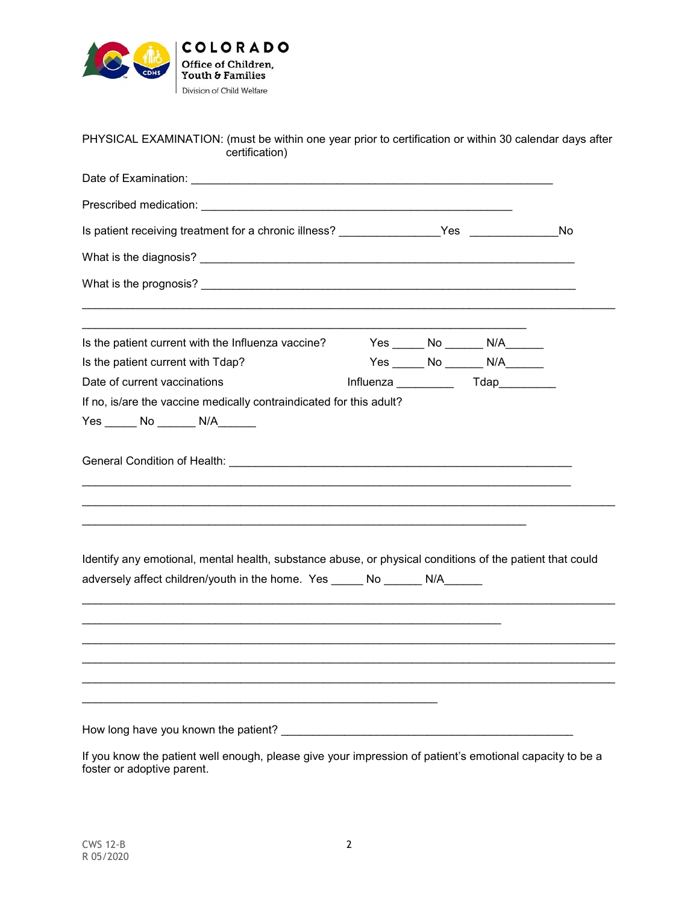PHYSICAL EXAMINATION: (must be within one year prior to certification or within 30 calendar days after certification)

Date of Examination: ___________________________________________________________

Prescribed medication: ____________________________________________________

Is patient receiving treatment for a chronic illness? ________________Yes ______________No

What is the diagnosis? ______________________________________________________________

What is the prognosis? ______________________________________________________________

_________________________________________________________________________________________

___________________________________________________________________________

Is the patient current with the Influenza vaccine? Yes _____ No ______ N/A______

Is the patient current with Tdap? Yes _____ No ______ N/A______

Date of current vaccinations Influenza _________ Tdap_________

If no, is/are the vaccine medically contraindicated for this adult?

Yes _____ No ______ N/A______

General Condition of Health: __________________________________________________________

__________________________________________________________________________________

_________________________________________________________________________________________

___________________________________________________________________________

Identify any emotional, mental health, substance abuse, or physical conditions of the patient that could adversely affect children/youth in the home. Yes _____ No ______ N/A______

_________________________________________________________________________________________

_______________________________________________________________________

_________________________________________________________________________________________

_________________________________________________________________________________________

_________________________________________________________________________________________

_____________________________________________________________

How long have you known the patient? ________________________________________________

If you know the patient well enough, please give your impression of patient's emotional capacity to be a foster or adoptive parent.

CWS 12-B
R 05/2020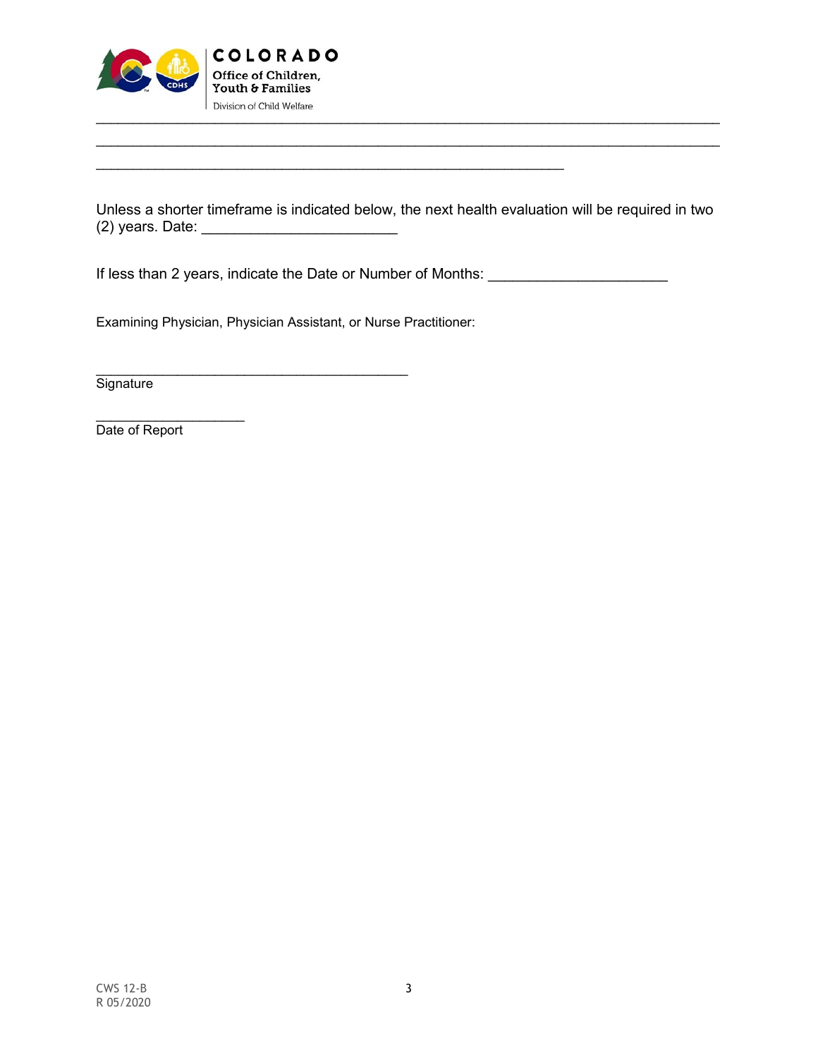______________________________________________________________________________
______________________________________________________________________________
___________________________________________________________

Unless a shorter timeframe is indicated below, the next health evaluation will be required in two (2) years. Date: ________________________

If less than 2 years, indicate the Date or Number of Months: ______________________

Examining Physician, Physician Assistant, or Nurse Practitioner:

_______________________________________
Signature

__________________
Date of Report

CWS 12-B
R 05/2020